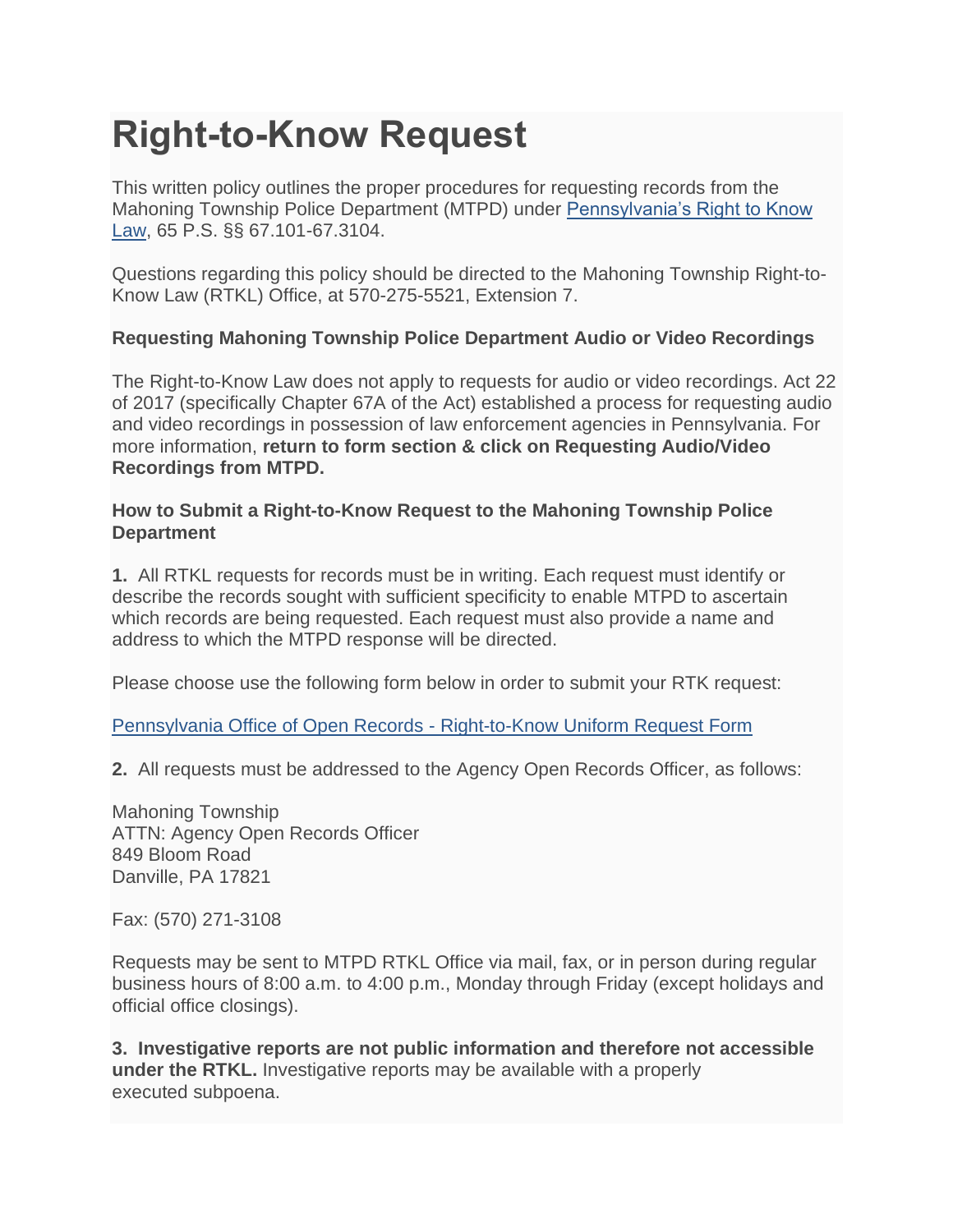# Right-to-Know Request

This written policy outlines the proper procedures for requesting records from the Mahoning Township Police Department (MTPD) under Pennsylvania's Right to Know Law, 65 P.S. §§ 67.101-67.3104.

Questions regarding this policy should be directed to the Mahoning Township Right-to-Know Law (RTKL) Office, at 570-275-5521, Extension 7.

**Requesting Mahoning Township Police Department Audio or Video Recordings**

The Right-to-Know Law does not apply to requests for audio or video recordings. Act 22 of 2017 (specifically Chapter 67A of the Act) established a process for requesting audio and video recordings in possession of law enforcement agencies in Pennsylvania. For more information, **return to form section & click on Requesting Audio/Video Recordings from MTPD.**

**How to Submit a Right-to-Know Request to the Mahoning Township Police Department**

**1.** All RTKL requests for records must be in writing. Each request must identify or describe the records sought with sufficient specificity to enable MTPD to ascertain which records are being requested. Each request must also provide a name and address to which the MTPD response will be directed.

Please choose use the following form below in order to submit your RTK request:

Pennsylvania Office of Open Records - Right-to-Know Uniform Request Form

**2.** All requests must be addressed to the Agency Open Records Officer, as follows:

Mahoning Township
ATTN: Agency Open Records Officer
849 Bloom Road
Danville, PA 17821

Fax: (570) 271-3108

Requests may be sent to MTPD RTKL Office via mail, fax, or in person during regular business hours of 8:00 a.m. to 4:00 p.m., Monday through Friday (except holidays and official office closings).

**3. Investigative reports are not public information and therefore not accessible under the RTKL.** Investigative reports may be available with a properly executed subpoena.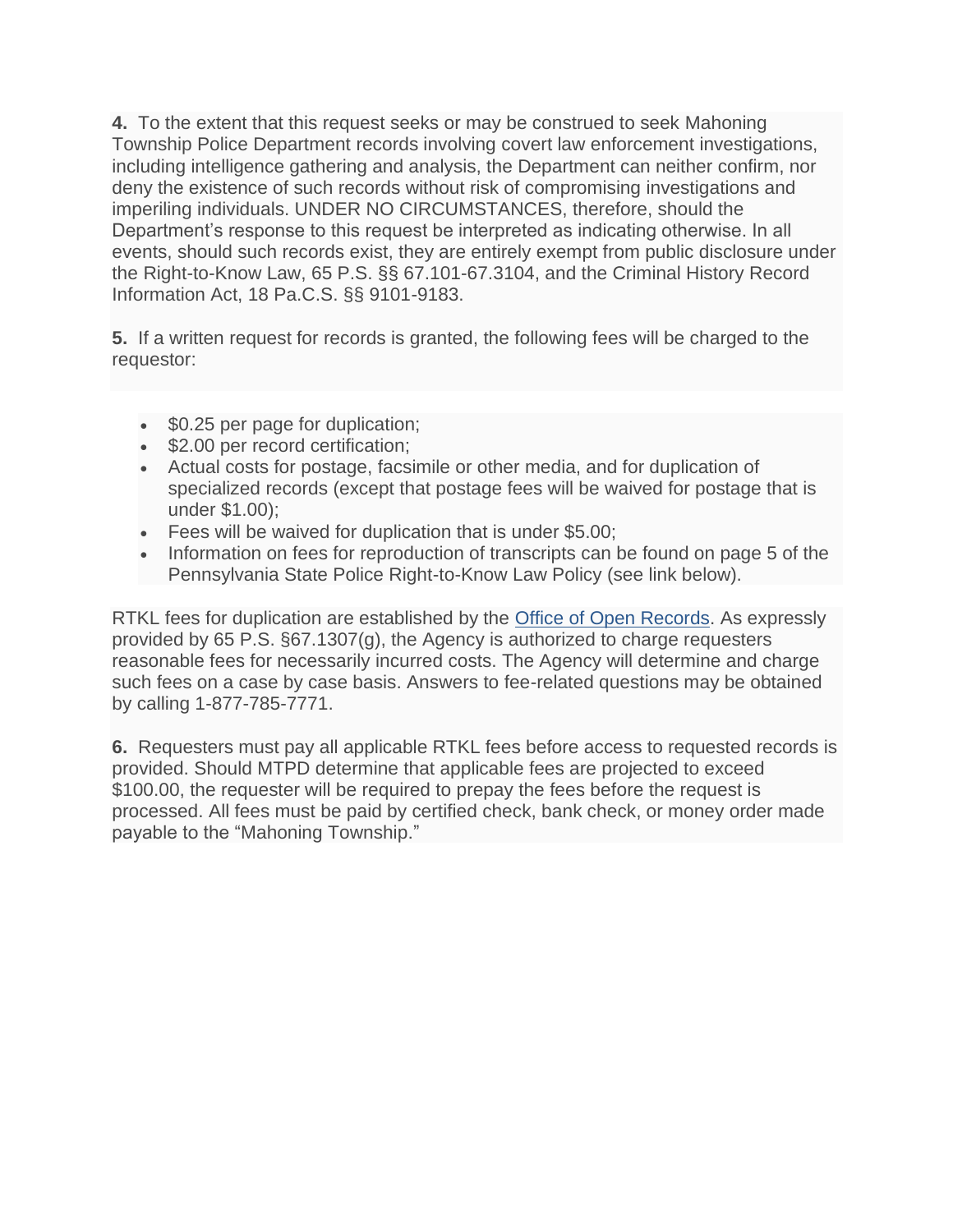**4.** To the extent that this request seeks or may be construed to seek Mahoning Township Police Department records involving covert law enforcement investigations, including intelligence gathering and analysis, the Department can neither confirm, nor deny the existence of such records without risk of compromising investigations and imperiling individuals. UNDER NO CIRCUMSTANCES, therefore, should the Department's response to this request be interpreted as indicating otherwise. In all events, should such records exist, they are entirely exempt from public disclosure under the Right-to-Know Law, 65 P.S. §§ 67.101-67.3104, and the Criminal History Record Information Act, 18 Pa.C.S. §§ 9101-9183.

**5.** If a written request for records is granted, the following fees will be charged to the requestor:

- $0.25 per page for duplication;
- $2.00 per record certification;
- Actual costs for postage, facsimile or other media, and for duplication of specialized records (except that postage fees will be waived for postage that is under $1.00);
- Fees will be waived for duplication that is under $5.00;
- Information on fees for reproduction of transcripts can be found on page 5 of the Pennsylvania State Police Right-to-Know Law Policy (see link below).

RTKL fees for duplication are established by the Office of Open Records. As expressly provided by 65 P.S. §67.1307(g), the Agency is authorized to charge requesters reasonable fees for necessarily incurred costs. The Agency will determine and charge such fees on a case by case basis. Answers to fee-related questions may be obtained by calling 1-877-785-7771.

**6.** Requesters must pay all applicable RTKL fees before access to requested records is provided. Should MTPD determine that applicable fees are projected to exceed $100.00, the requester will be required to prepay the fees before the request is processed. All fees must be paid by certified check, bank check, or money order made payable to the "Mahoning Township."